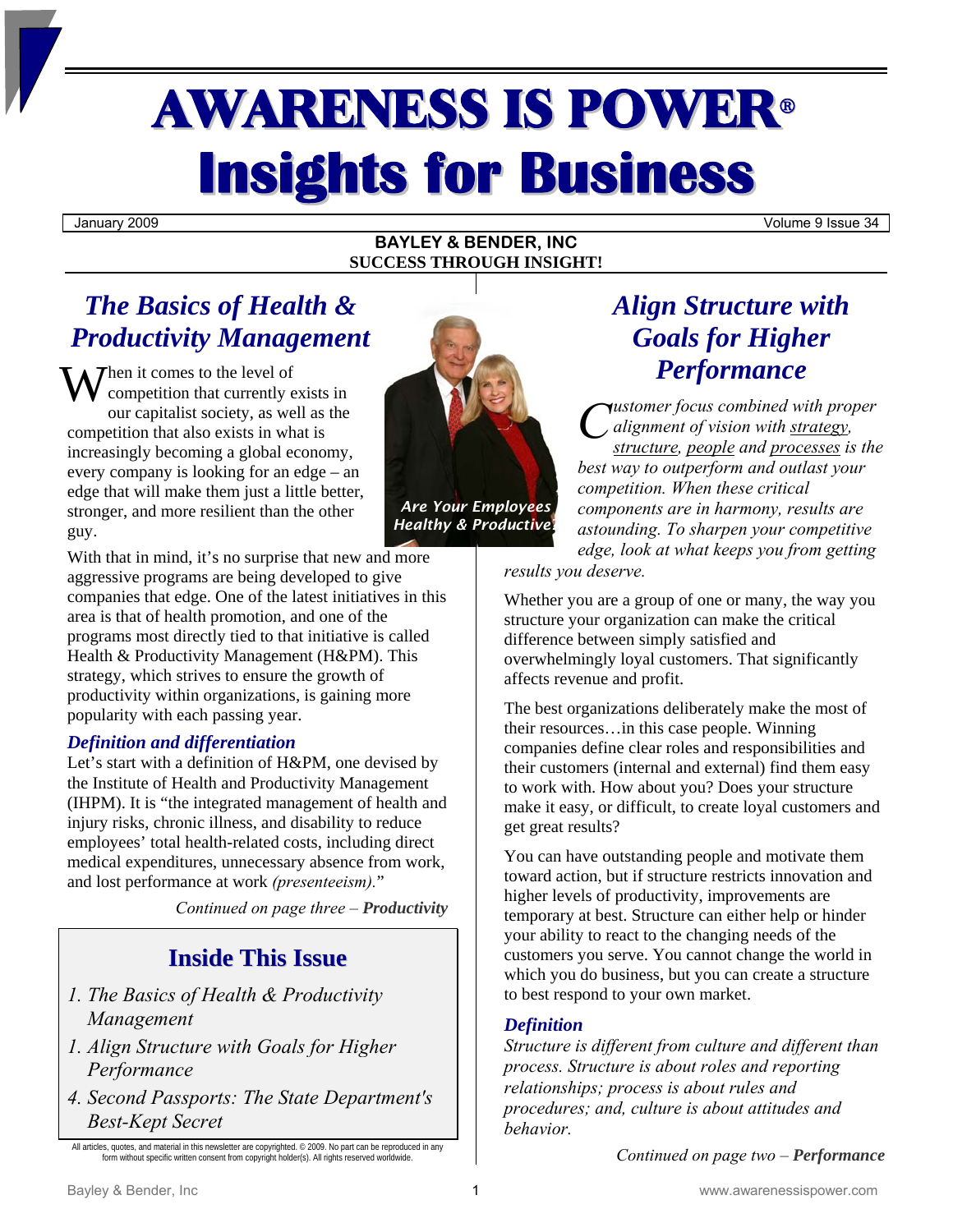# AWARENESS IS POWER®
# Insights for Business

January 2009 | Volume 9 Issue 34

**BAYLEY & BENDER, INC**
**SUCCESS THROUGH INSIGHT!**

## *The Basics of Health & Productivity Management*

When it comes to the level of competition that currently exists in our capitalist society, as well as the competition that also exists in what is increasingly becoming a global economy, every company is looking for an edge – an edge that will make them just a little better, stronger, and more resilient than the other guy.

*Are Your Employees Healthy & Productive?*

With that in mind, it's no surprise that new and more aggressive programs are being developed to give companies that edge. One of the latest initiatives in this area is that of health promotion, and one of the programs most directly tied to that initiative is called Health & Productivity Management (H&PM). This strategy, which strives to ensure the growth of productivity within organizations, is gaining more popularity with each passing year.

### *Definition and differentiation*

Let's start with a definition of H&PM, one devised by the Institute of Health and Productivity Management (IHPM). It is "the integrated management of health and injury risks, chronic illness, and disability to reduce employees' total health-related costs, including direct medical expenditures, unnecessary absence from work, and lost performance at work *(presenteeism).*"

*Continued on page three –* ***Productivity***

## Inside This Issue

1. *The Basics of Health & Productivity Management*
1. *Align Structure with Goals for Higher Performance*
4. *Second Passports: The State Department's Best-Kept Secret*

All articles, quotes, and material in this newsletter are copyrighted. © 2009. No part can be reproduced in any form without specific written consent from copyright holder(s). All rights reserved worldwide.

## *Align Structure with Goals for Higher Performance*

*Customer focus combined with proper alignment of vision with strategy, structure, people and processes is the best way to outperform and outlast your competition. When these critical components are in harmony, results are astounding. To sharpen your competitive edge, look at what keeps you from getting results you deserve.*

Whether you are a group of one or many, the way you structure your organization can make the critical difference between simply satisfied and overwhelmingly loyal customers. That significantly affects revenue and profit.

The best organizations deliberately make the most of their resources…in this case people. Winning companies define clear roles and responsibilities and their customers (internal and external) find them easy to work with. How about you? Does your structure make it easy, or difficult, to create loyal customers and get great results?

You can have outstanding people and motivate them toward action, but if structure restricts innovation and higher levels of productivity, improvements are temporary at best. Structure can either help or hinder your ability to react to the changing needs of the customers you serve. You cannot change the world in which you do business, but you can create a structure to best respond to your own market.

### *Definition*

*Structure is different from culture and different than process. Structure is about roles and reporting relationships; process is about rules and procedures; and, culture is about attitudes and behavior.*

*Continued on page two –* ***Performance***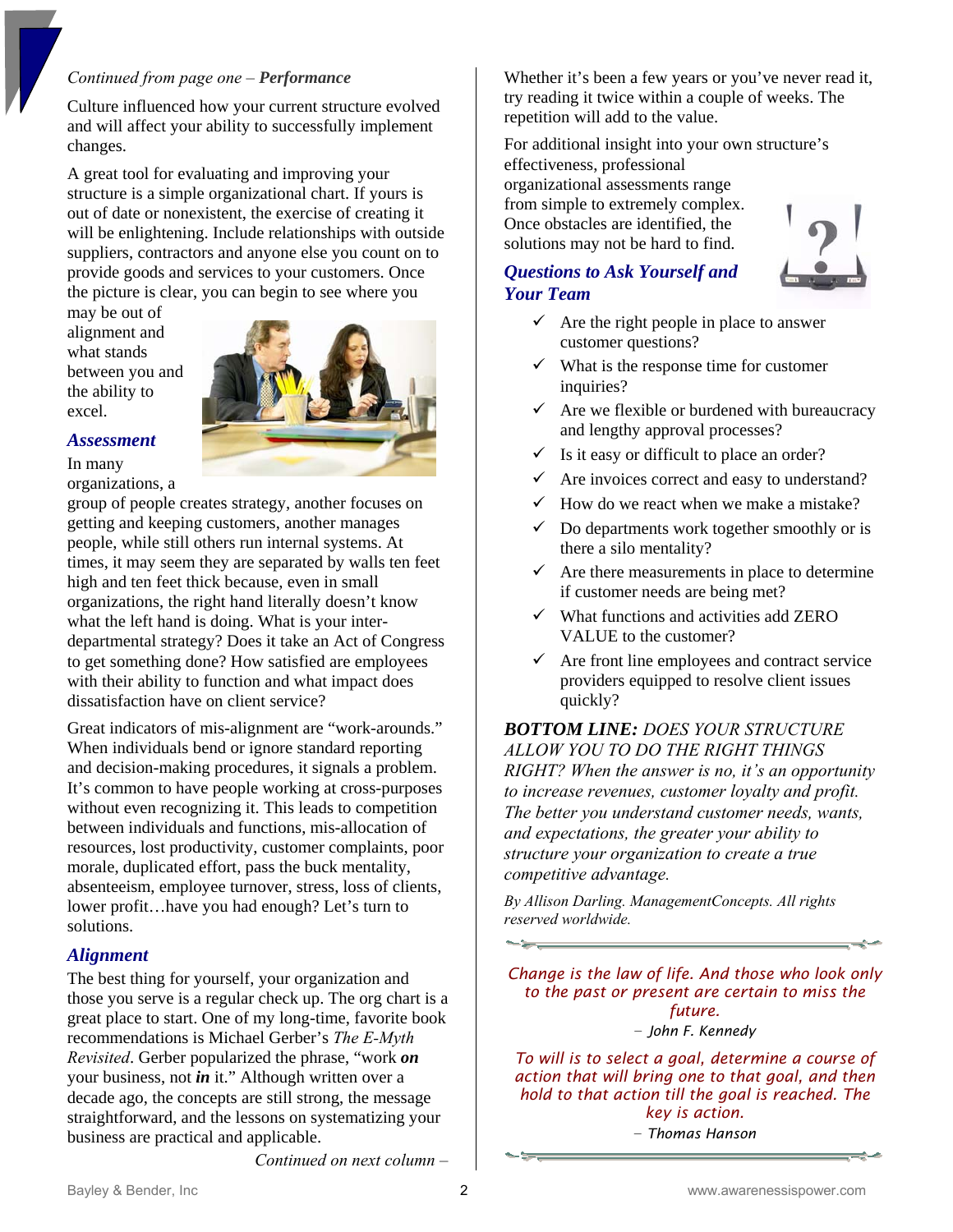*Continued from page one – **Performance***

Culture influenced how your current structure evolved and will affect your ability to successfully implement changes.

A great tool for evaluating and improving your structure is a simple organizational chart. If yours is out of date or nonexistent, the exercise of creating it will be enlightening. Include relationships with outside suppliers, contractors and anyone else you count on to provide goods and services to your customers. Once the picture is clear, you can begin to see where you may be out of alignment and what stands between you and the ability to excel.

## Assessment

In many organizations, a group of people creates strategy, another focuses on getting and keeping customers, another manages people, while still others run internal systems. At times, it may seem they are separated by walls ten feet high and ten feet thick because, even in small organizations, the right hand literally doesn't know what the left hand is doing. What is your inter-departmental strategy? Does it take an Act of Congress to get something done? How satisfied are employees with their ability to function and what impact does dissatisfaction have on client service?

Great indicators of mis-alignment are "work-arounds." When individuals bend or ignore standard reporting and decision-making procedures, it signals a problem. It's common to have people working at cross-purposes without even recognizing it. This leads to competition between individuals and functions, mis-allocation of resources, lost productivity, customer complaints, poor morale, duplicated effort, pass the buck mentality, absenteeism, employee turnover, stress, loss of clients, lower profit…have you had enough? Let's turn to solutions.

## Alignment

The best thing for yourself, your organization and those you serve is a regular check up. The org chart is a great place to start. One of my long-time, favorite book recommendations is Michael Gerber's *The E-Myth Revisited*. Gerber popularized the phrase, "work ***on*** your business, not ***in*** it." Although written over a decade ago, the concepts are still strong, the message straightforward, and the lessons on systematizing your business are practical and applicable.

*Continued on next column –*

Whether it's been a few years or you've never read it, try reading it twice within a couple of weeks. The repetition will add to the value.

For additional insight into your own structure's effectiveness, professional organizational assessments range from simple to extremely complex. Once obstacles are identified, the solutions may not be hard to find.

## Questions to Ask Yourself and Your Team

- ✓ Are the right people in place to answer customer questions?
- ✓ What is the response time for customer inquiries?
- ✓ Are we flexible or burdened with bureaucracy and lengthy approval processes?
- ✓ Is it easy or difficult to place an order?
- ✓ Are invoices correct and easy to understand?
- ✓ How do we react when we make a mistake?
- ✓ Do departments work together smoothly or is there a silo mentality?
- ✓ Are there measurements in place to determine if customer needs are being met?
- ✓ What functions and activities add ZERO VALUE to the customer?
- ✓ Are front line employees and contract service providers equipped to resolve client issues quickly?

***BOTTOM LINE:*** *DOES YOUR STRUCTURE ALLOW YOU TO DO THE RIGHT THINGS RIGHT? When the answer is no, it's an opportunity to increase revenues, customer loyalty and profit. The better you understand customer needs, wants, and expectations, the greater your ability to structure your organization to create a true competitive advantage.*

*By Allison Darling. ManagementConcepts. All rights reserved worldwide.*

---

*Change is the law of life. And those who look only to the past or present are certain to miss the future.*

*– John F. Kennedy*

*To will is to select a goal, determine a course of action that will bring one to that goal, and then hold to that action till the goal is reached. The key is action.*

*– Thomas Hanson*

---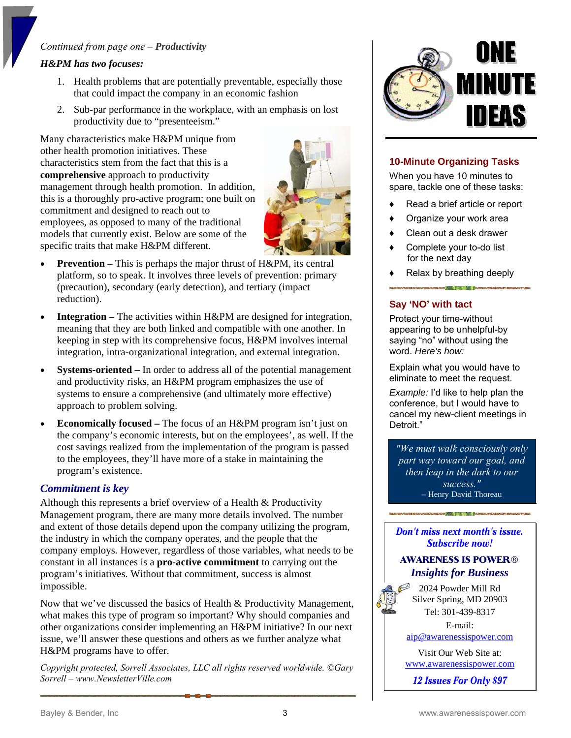*Continued from page one – **Productivity***

***H&PM has two focuses:***

1. Health problems that are potentially preventable, especially those that could impact the company in an economic fashion
2. Sub-par performance in the workplace, with an emphasis on lost productivity due to "presenteeism."

Many characteristics make H&PM unique from other health promotion initiatives. These characteristics stem from the fact that this is a **comprehensive** approach to productivity management through health promotion. In addition, this is a thoroughly pro-active program; one built on commitment and designed to reach out to employees, as opposed to many of the traditional models that currently exist. Below are some of the specific traits that make H&PM different.

- **Prevention –** This is perhaps the major thrust of H&PM, its central platform, so to speak. It involves three levels of prevention: primary (precaution), secondary (early detection), and tertiary (impact reduction).
- **Integration –** The activities within H&PM are designed for integration, meaning that they are both linked and compatible with one another. In keeping in step with its comprehensive focus, H&PM involves internal integration, intra-organizational integration, and external integration.
- **Systems-oriented –** In order to address all of the potential management and productivity risks, an H&PM program emphasizes the use of systems to ensure a comprehensive (and ultimately more effective) approach to problem solving.
- **Economically focused –** The focus of an H&PM program isn't just on the company's economic interests, but on the employees', as well. If the cost savings realized from the implementation of the program is passed to the employees, they'll have more of a stake in maintaining the program's existence.

## *Commitment is key*

Although this represents a brief overview of a Health & Productivity Management program, there are many more details involved. The number and extent of those details depend upon the company utilizing the program, the industry in which the company operates, and the people that the company employs. However, regardless of those variables, what needs to be constant in all instances is a **pro-active commitment** to carrying out the program's initiatives. Without that commitment, success is almost impossible.

Now that we've discussed the basics of Health & Productivity Management, what makes this type of program so important? Why should companies and other organizations consider implementing an H&PM initiative? In our next issue, we'll answer these questions and others as we further analyze what H&PM programs have to offer.

*Copyright protected, Sorrell Associates, LLC all rights reserved worldwide. ©Gary Sorrell – www.NewsletterVille.com*

# ONE MINUTE IDEAS

### 10-Minute Organizing Tasks

When you have 10 minutes to spare, tackle one of these tasks:

- Read a brief article or report
- Organize your work area
- Clean out a desk drawer
- Complete your to-do list for the next day
- Relax by breathing deeply

### Say 'NO' with tact

Protect your time-without appearing to be unhelpful-by saying "no" without using the word. *Here's how:*

Explain what you would have to eliminate to meet the request.

*Example:* I'd like to help plan the conference, but I would have to cancel my new-client meetings in Detroit."

> *"We must walk consciously only part way toward our goal, and then leap in the dark to our success."*
> – Henry David Thoreau

***Don't miss next month's issue. Subscribe now!***

**AWARENESS IS POWER®**
***Insights for Business***

2024 Powder Mill Rd
Silver Spring, MD 20903
Tel: 301-439-8317
E-mail:
aip@awarenessispower.com

Visit Our Web Site at:
www.awarenessispower.com

***12 Issues For Only $97***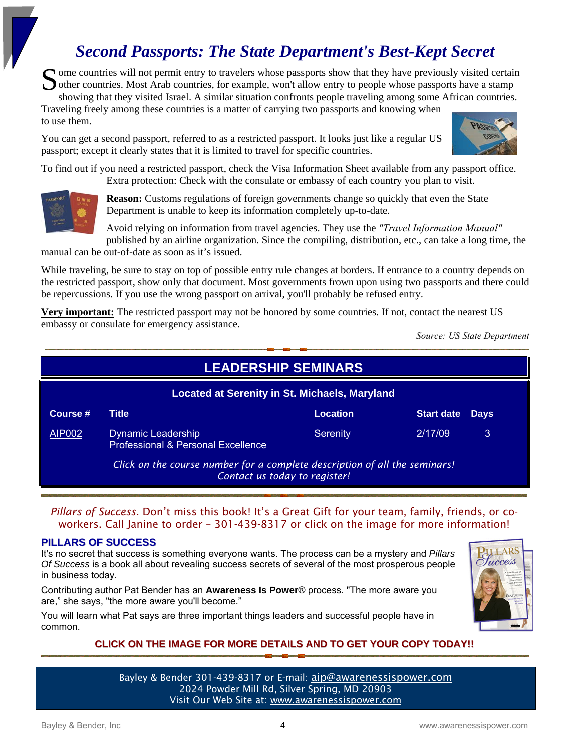# *Second Passports: The State Department's Best-Kept Secret*

Some countries will not permit entry to travelers whose passports show that they have previously visited certain other countries. Most Arab countries, for example, won't allow entry to people whose passports have a stamp showing that they visited Israel. A similar situation confronts people traveling among some African countries. Traveling freely among these countries is a matter of carrying two passports and knowing when to use them.

You can get a second passport, referred to as a restricted passport. It looks just like a regular US passport; except it clearly states that it is limited to travel for specific countries.

To find out if you need a restricted passport, check the Visa Information Sheet available from any passport office. Extra protection: Check with the consulate or embassy of each country you plan to visit.

**Reason:** Customs regulations of foreign governments change so quickly that even the State Department is unable to keep its information completely up-to-date.

Avoid relying on information from travel agencies. They use the *"Travel Information Manual"* published by an airline organization. Since the compiling, distribution, etc., can take a long time, the manual can be out-of-date as soon as it's issued.

While traveling, be sure to stay on top of possible entry rule changes at borders. If entrance to a country depends on the restricted passport, show only that document. Most governments frown upon using two passports and there could be repercussions. If you use the wrong passport on arrival, you'll probably be refused entry.

**Very important:** The restricted passport may not be honored by some countries. If not, contact the nearest US embassy or consulate for emergency assistance.

*Source: US State Department*

## LEADERSHIP SEMINARS

**Located at Serenity in St. Michaels, Maryland**

| Course # | Title | Location | Start date | Days |
|---|---|---|---|---|
| AIP002 | Dynamic Leadership<br>Professional & Personal Excellence | Serenity | 2/17/09 | 3 |

*Click on the course number for a complete description of all the seminars!*
*Contact us today to register!*

*Pillars of Success.* Don't miss this book! It's a Great Gift for your team, family, friends, or co-workers. Call Janine to order – 301-439-8317 or click on the image for more information!

### PILLARS OF SUCCESS

It's no secret that success is something everyone wants. The process can be a mystery and *Pillars Of Success* is a book all about revealing success secrets of several of the most prosperous people in business today.

Contributing author Pat Bender has an **Awareness Is Power**® process. "The more aware you are," she says, "the more aware you'll become."

You will learn what Pat says are three important things leaders and successful people have in common.

**CLICK ON THE IMAGE FOR MORE DETAILS AND TO GET YOUR COPY TODAY!!**

Bayley & Bender 301-439-8317 or E-mail: aip@awarenessispower.com
2024 Powder Mill Rd, Silver Spring, MD 20903
Visit Our Web Site at: www.awarenessispower.com